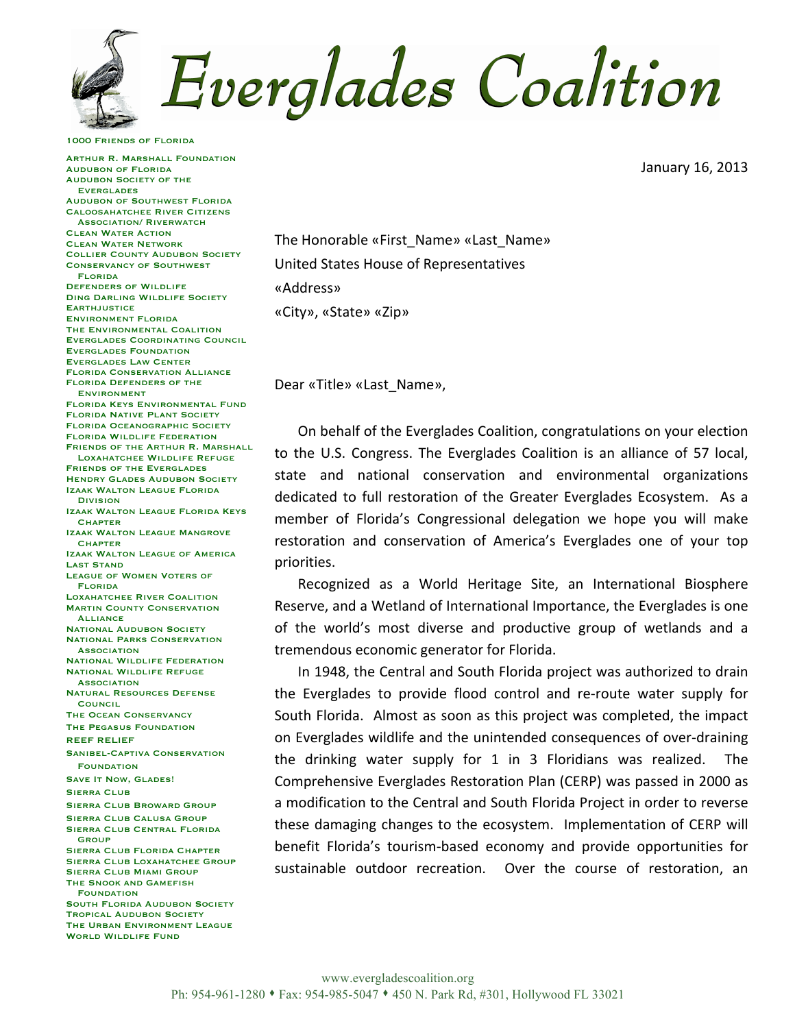# Everglades Coalition

1000 Friends of Florida
Arthur R. Marshall Foundation
Audubon of Florida
Audubon Society of the Everglades
Audubon of Southwest Florida
Caloosahatchee River Citizens Association/ Riverwatch
Clean Water Action
Clean Water Network
Collier County Audubon Society
Conservancy of Southwest Florida
Defenders of Wildlife
Ding Darling Wildlife Society
Earthjustice
Environment Florida
The Environmental Coalition
Everglades Coordinating Council
Everglades Foundation
Everglades Law Center
Florida Conservation Alliance
Florida Defenders of the Environment
Florida Keys Environmental Fund
Florida Native Plant Society
Florida Oceanographic Society
Florida Wildlife Federation
Friends of the Arthur R. Marshall Loxahatchee Wildlife Refuge
Friends of the Everglades
Hendry Glades Audubon Society
Izaak Walton League Florida Division
Izaak Walton League Florida Keys Chapter
Izaak Walton League Mangrove Chapter
Izaak Walton League of America
Last Stand
League of Women Voters of Florida
Loxahatchee River Coalition
Martin County Conservation Alliance
National Audubon Society
National Parks Conservation Association
National Wildlife Federation
National Wildlife Refuge Association
Natural Resources Defense Council
The Ocean Conservancy
The Pegasus Foundation
Reef Relief
Sanibel-Captiva Conservation Foundation
Save It Now, Glades!
Sierra Club
Sierra Club Broward Group
Sierra Club Calusa Group
Sierra Club Central Florida Group
Sierra Club Florida Chapter
Sierra Club Loxahatchee Group
Sierra Club Miami Group
The Snook and Gamefish Foundation
South Florida Audubon Society
Tropical Audubon Society
The Urban Environment League
World Wildlife Fund

January 16, 2013

The Honorable «First_Name» «Last_Name»
United States House of Representatives
«Address»
«City», «State» «Zip»

Dear «Title» «Last_Name»,

On behalf of the Everglades Coalition, congratulations on your election to the U.S. Congress. The Everglades Coalition is an alliance of 57 local, state and national conservation and environmental organizations dedicated to full restoration of the Greater Everglades Ecosystem. As a member of Florida's Congressional delegation we hope you will make restoration and conservation of America's Everglades one of your top priorities.

Recognized as a World Heritage Site, an International Biosphere Reserve, and a Wetland of International Importance, the Everglades is one of the world's most diverse and productive group of wetlands and a tremendous economic generator for Florida.

In 1948, the Central and South Florida project was authorized to drain the Everglades to provide flood control and re-route water supply for South Florida. Almost as soon as this project was completed, the impact on Everglades wildlife and the unintended consequences of over-draining the drinking water supply for 1 in 3 Floridians was realized. The Comprehensive Everglades Restoration Plan (CERP) was passed in 2000 as a modification to the Central and South Florida Project in order to reverse these damaging changes to the ecosystem. Implementation of CERP will benefit Florida's tourism-based economy and provide opportunities for sustainable outdoor recreation. Over the course of restoration, an

www.evergladescoalition.org
Ph: 954-961-1280 ♦ Fax: 954-985-5047 ♦ 450 N. Park Rd, #301, Hollywood FL 33021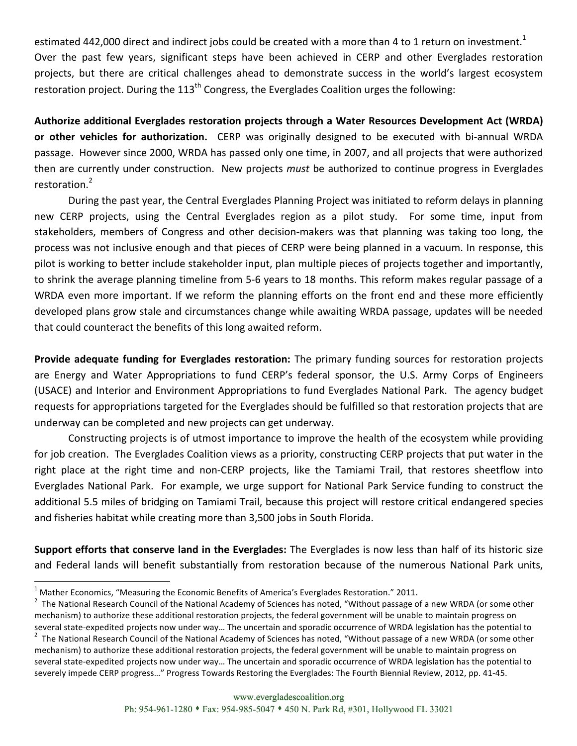estimated 442,000 direct and indirect jobs could be created with a more than 4 to 1 return on investment.[1] Over the past few years, significant steps have been achieved in CERP and other Everglades restoration projects, but there are critical challenges ahead to demonstrate success in the world's largest ecosystem restoration project. During the 113th Congress, the Everglades Coalition urges the following:

**Authorize additional Everglades restoration projects through a Water Resources Development Act (WRDA) or other vehicles for authorization.** CERP was originally designed to be executed with bi-annual WRDA passage. However since 2000, WRDA has passed only one time, in 2007, and all projects that were authorized then are currently under construction. New projects *must* be authorized to continue progress in Everglades restoration.[2]

During the past year, the Central Everglades Planning Project was initiated to reform delays in planning new CERP projects, using the Central Everglades region as a pilot study. For some time, input from stakeholders, members of Congress and other decision-makers was that planning was taking too long, the process was not inclusive enough and that pieces of CERP were being planned in a vacuum. In response, this pilot is working to better include stakeholder input, plan multiple pieces of projects together and importantly, to shrink the average planning timeline from 5-6 years to 18 months. This reform makes regular passage of a WRDA even more important. If we reform the planning efforts on the front end and these more efficiently developed plans grow stale and circumstances change while awaiting WRDA passage, updates will be needed that could counteract the benefits of this long awaited reform.

**Provide adequate funding for Everglades restoration:** The primary funding sources for restoration projects are Energy and Water Appropriations to fund CERP's federal sponsor, the U.S. Army Corps of Engineers (USACE) and Interior and Environment Appropriations to fund Everglades National Park. The agency budget requests for appropriations targeted for the Everglades should be fulfilled so that restoration projects that are underway can be completed and new projects can get underway.

Constructing projects is of utmost importance to improve the health of the ecosystem while providing for job creation. The Everglades Coalition views as a priority, constructing CERP projects that put water in the right place at the right time and non-CERP projects, like the Tamiami Trail, that restores sheetflow into Everglades National Park. For example, we urge support for National Park Service funding to construct the additional 5.5 miles of bridging on Tamiami Trail, because this project will restore critical endangered species and fisheries habitat while creating more than 3,500 jobs in South Florida.

**Support efforts that conserve land in the Everglades:** The Everglades is now less than half of its historic size and Federal lands will benefit substantially from restoration because of the numerous National Park units,

---

[1] Mather Economics, "Measuring the Economic Benefits of America's Everglades Restoration." 2011.

[2] The National Research Council of the National Academy of Sciences has noted, "Without passage of a new WRDA (or some other mechanism) to authorize these additional restoration projects, the federal government will be unable to maintain progress on several state-expedited projects now under way… The uncertain and sporadic occurrence of WRDA legislation has the potential to

[2] The National Research Council of the National Academy of Sciences has noted, "Without passage of a new WRDA (or some other mechanism) to authorize these additional restoration projects, the federal government will be unable to maintain progress on several state-expedited projects now under way… The uncertain and sporadic occurrence of WRDA legislation has the potential to severely impede CERP progress…" Progress Towards Restoring the Everglades: The Fourth Biennial Review, 2012, pp. 41-45.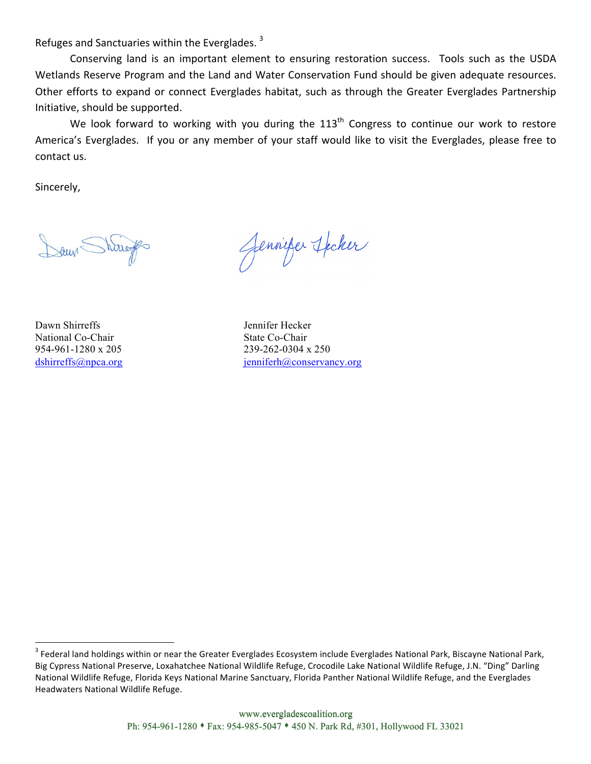Refuges and Sanctuaries within the Everglades. [3]

Conserving land is an important element to ensuring restoration success. Tools such as the USDA Wetlands Reserve Program and the Land and Water Conservation Fund should be given adequate resources. Other efforts to expand or connect Everglades habitat, such as through the Greater Everglades Partnership Initiative, should be supported.

We look forward to working with you during the 113th Congress to continue our work to restore America's Everglades. If you or any member of your staff would like to visit the Everglades, please free to contact us.

Sincerely,

| | |
|---|---|
| Dawn Shirreffs | Jennifer Hecker |
| National Co-Chair | State Co-Chair |
| 954-961-1280 x 205 | 239-262-0304 x 250 |
| dshirreffs@npca.org | jenniferh@conservancy.org |

---

[3] Federal land holdings within or near the Greater Everglades Ecosystem include Everglades National Park, Biscayne National Park, Big Cypress National Preserve, Loxahatchee National Wildlife Refuge, Crocodile Lake National Wildlife Refuge, J.N. "Ding" Darling National Wildlife Refuge, Florida Keys National Marine Sanctuary, Florida Panther National Wildlife Refuge, and the Everglades Headwaters National Wildlife Refuge.